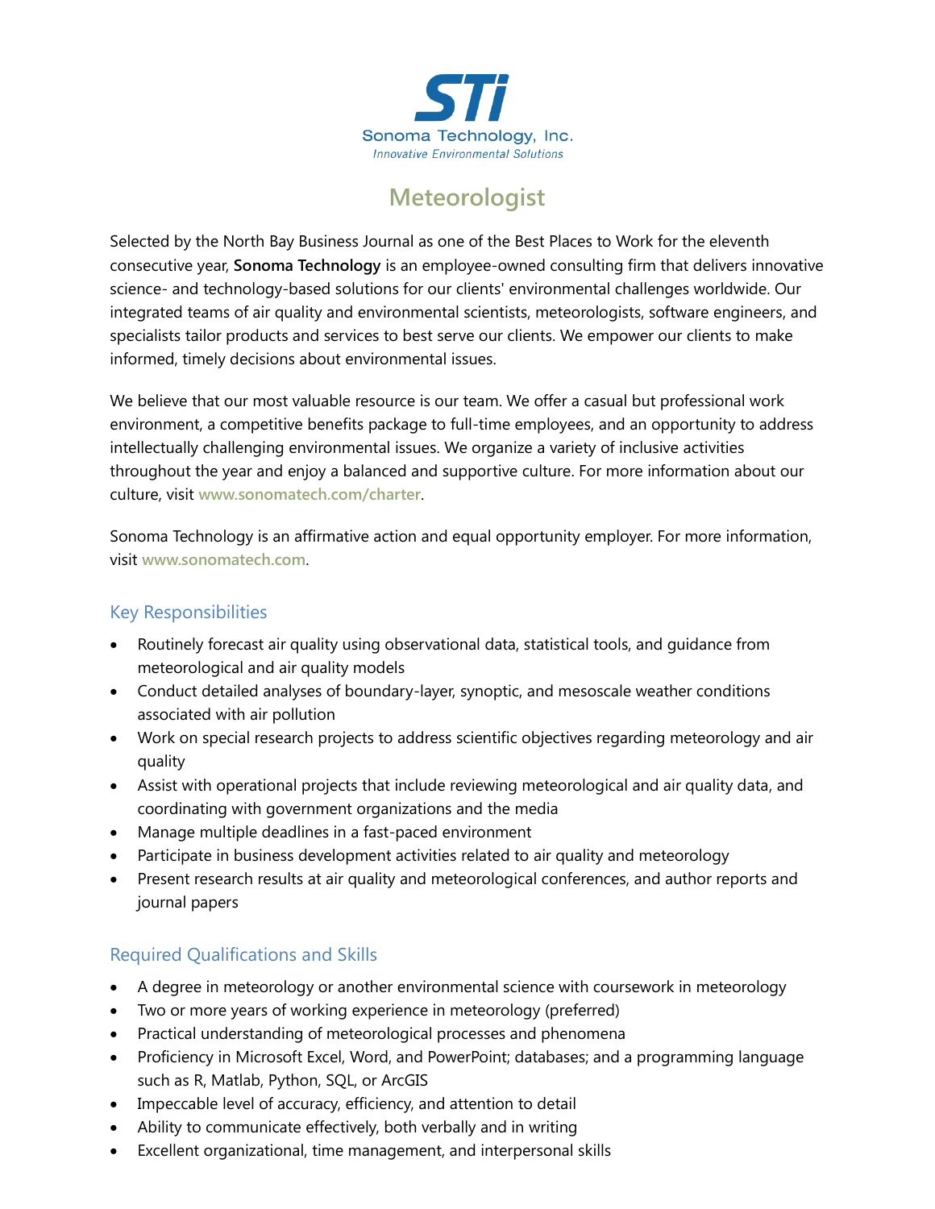**STi**

Sonoma Technology, Inc.

*Innovative Environmental Solutions*

# Meteorologist

Selected by the North Bay Business Journal as one of the Best Places to Work for the eleventh consecutive year, **Sonoma Technology** is an employee-owned consulting firm that delivers innovative science- and technology-based solutions for our clients' environmental challenges worldwide. Our integrated teams of air quality and environmental scientists, meteorologists, software engineers, and specialists tailor products and services to best serve our clients. We empower our clients to make informed, timely decisions about environmental issues.

We believe that our most valuable resource is our team. We offer a casual but professional work environment, a competitive benefits package to full-time employees, and an opportunity to address intellectually challenging environmental issues. We organize a variety of inclusive activities throughout the year and enjoy a balanced and supportive culture. For more information about our culture, visit www.sonomatech.com/charter.

Sonoma Technology is an affirmative action and equal opportunity employer. For more information, visit www.sonomatech.com.

## Key Responsibilities

- Routinely forecast air quality using observational data, statistical tools, and guidance from meteorological and air quality models
- Conduct detailed analyses of boundary-layer, synoptic, and mesoscale weather conditions associated with air pollution
- Work on special research projects to address scientific objectives regarding meteorology and air quality
- Assist with operational projects that include reviewing meteorological and air quality data, and coordinating with government organizations and the media
- Manage multiple deadlines in a fast-paced environment
- Participate in business development activities related to air quality and meteorology
- Present research results at air quality and meteorological conferences, and author reports and journal papers

## Required Qualifications and Skills

- A degree in meteorology or another environmental science with coursework in meteorology
- Two or more years of working experience in meteorology (preferred)
- Practical understanding of meteorological processes and phenomena
- Proficiency in Microsoft Excel, Word, and PowerPoint; databases; and a programming language such as R, Matlab, Python, SQL, or ArcGIS
- Impeccable level of accuracy, efficiency, and attention to detail
- Ability to communicate effectively, both verbally and in writing
- Excellent organizational, time management, and interpersonal skills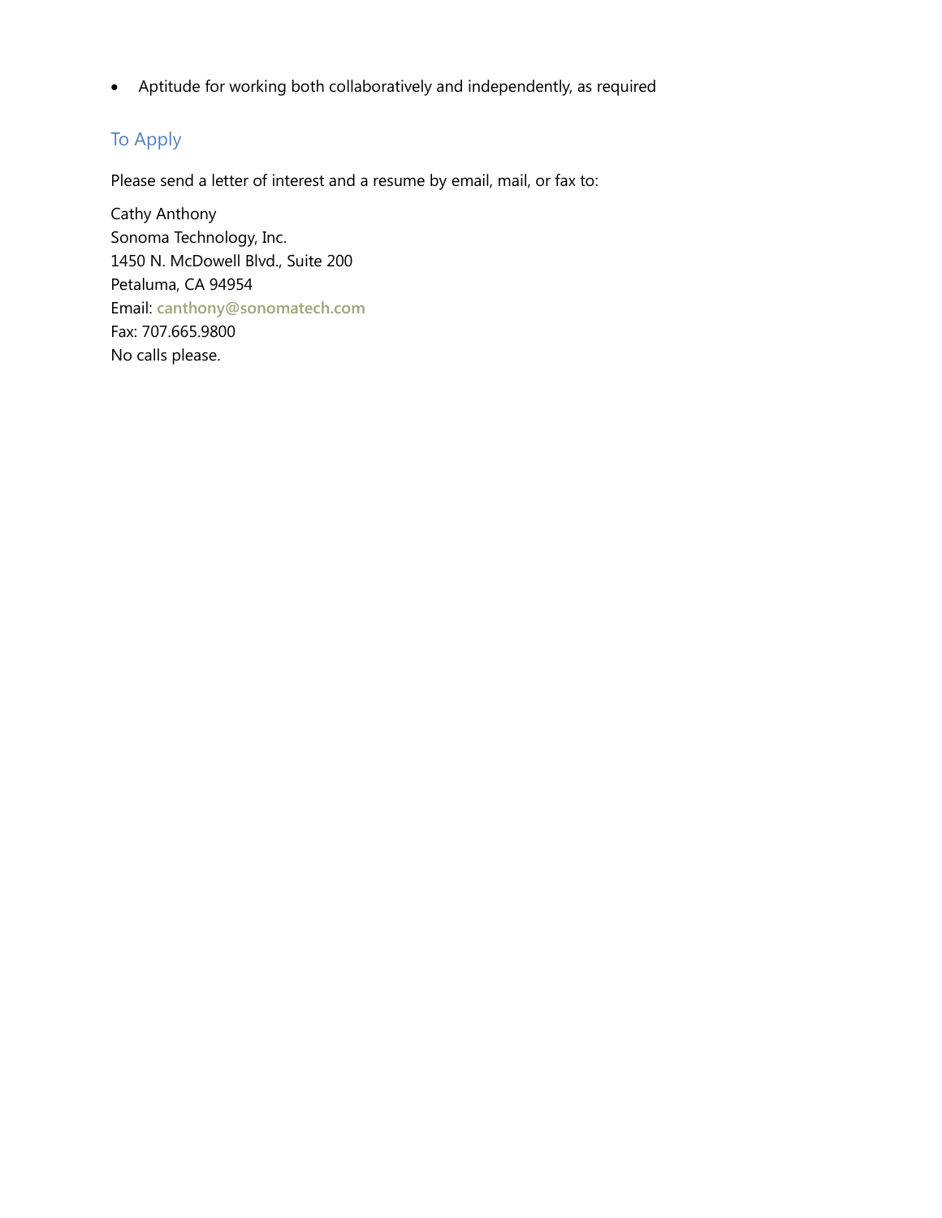- Aptitude for working both collaboratively and independently, as required

## To Apply

Please send a letter of interest and a resume by email, mail, or fax to:

Cathy Anthony
Sonoma Technology, Inc.
1450 N. McDowell Blvd., Suite 200
Petaluma, CA 94954
Email: **canthony@sonomatech.com**
Fax: 707.665.9800
No calls please.